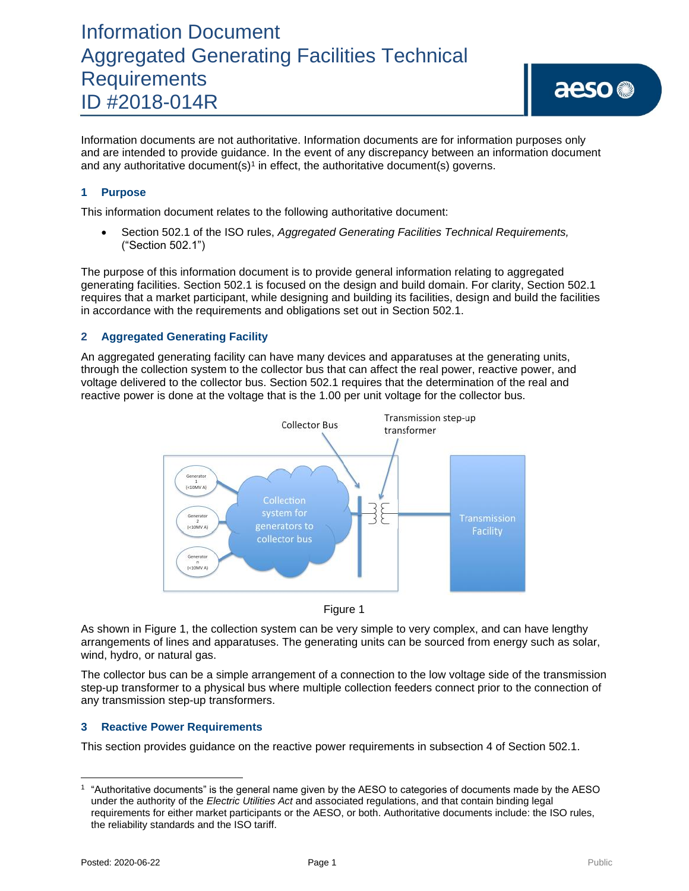# Information Document
# Aggregated Generating Facilities Technical Requirements
# ID #2018-014R

Information documents are not authoritative. Information documents are for information purposes only and are intended to provide guidance. In the event of any discrepancy between an information document and any authoritative document(s)[1] in effect, the authoritative document(s) governs.

## 1 Purpose

This information document relates to the following authoritative document:

- Section 502.1 of the ISO rules, *Aggregated Generating Facilities Technical Requirements,* ("Section 502.1")

The purpose of this information document is to provide general information relating to aggregated generating facilities. Section 502.1 is focused on the design and build domain. For clarity, Section 502.1 requires that a market participant, while designing and building its facilities, design and build the facilities in accordance with the requirements and obligations set out in Section 502.1.

## 2 Aggregated Generating Facility

An aggregated generating facility can have many devices and apparatuses at the generating units, through the collection system to the collector bus that can affect the real power, reactive power, and voltage delivered to the collector bus. Section 502.1 requires that the determination of the real and reactive power is done at the voltage that is the 1.00 per unit voltage for the collector bus.

Figure 1

As shown in Figure 1, the collection system can be very simple to very complex, and can have lengthy arrangements of lines and apparatuses. The generating units can be sourced from energy such as solar, wind, hydro, or natural gas.

The collector bus can be a simple arrangement of a connection to the low voltage side of the transmission step-up transformer to a physical bus where multiple collection feeders connect prior to the connection of any transmission step-up transformers.

## 3 Reactive Power Requirements

This section provides guidance on the reactive power requirements in subsection 4 of Section 502.1.

---

[1] "Authoritative documents" is the general name given by the AESO to categories of documents made by the AESO under the authority of the *Electric Utilities Act* and associated regulations, and that contain binding legal requirements for either market participants or the AESO, or both. Authoritative documents include: the ISO rules, the reliability standards and the ISO tariff.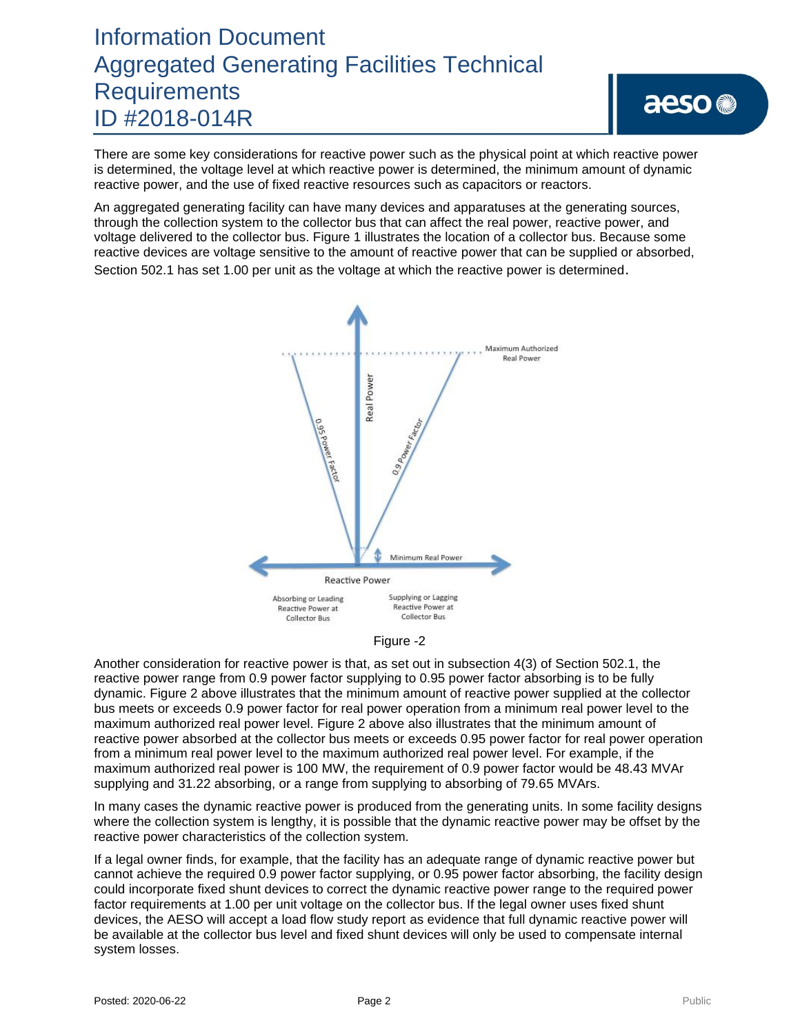There are some key considerations for reactive power such as the physical point at which reactive power is determined, the voltage level at which reactive power is determined, the minimum amount of dynamic reactive power, and the use of fixed reactive resources such as capacitors or reactors.

An aggregated generating facility can have many devices and apparatuses at the generating sources, through the collection system to the collector bus that can affect the real power, reactive power, and voltage delivered to the collector bus. Figure 1 illustrates the location of a collector bus. Because some reactive devices are voltage sensitive to the amount of reactive power that can be supplied or absorbed, Section 502.1 has set 1.00 per unit as the voltage at which the reactive power is determined.

Figure -2

Another consideration for reactive power is that, as set out in subsection 4(3) of Section 502.1, the reactive power range from 0.9 power factor supplying to 0.95 power factor absorbing is to be fully dynamic. Figure 2 above illustrates that the minimum amount of reactive power supplied at the collector bus meets or exceeds 0.9 power factor for real power operation from a minimum real power level to the maximum authorized real power level. Figure 2 above also illustrates that the minimum amount of reactive power absorbed at the collector bus meets or exceeds 0.95 power factor for real power operation from a minimum real power level to the maximum authorized real power level. For example, if the maximum authorized real power is 100 MW, the requirement of 0.9 power factor would be 48.43 MVAr supplying and 31.22 absorbing, or a range from supplying to absorbing of 79.65 MVArs.

In many cases the dynamic reactive power is produced from the generating units. In some facility designs where the collection system is lengthy, it is possible that the dynamic reactive power may be offset by the reactive power characteristics of the collection system.

If a legal owner finds, for example, that the facility has an adequate range of dynamic reactive power but cannot achieve the required 0.9 power factor supplying, or 0.95 power factor absorbing, the facility design could incorporate fixed shunt devices to correct the dynamic reactive power range to the required power factor requirements at 1.00 per unit voltage on the collector bus. If the legal owner uses fixed shunt devices, the AESO will accept a load flow study report as evidence that full dynamic reactive power will be available at the collector bus level and fixed shunt devices will only be used to compensate internal system losses.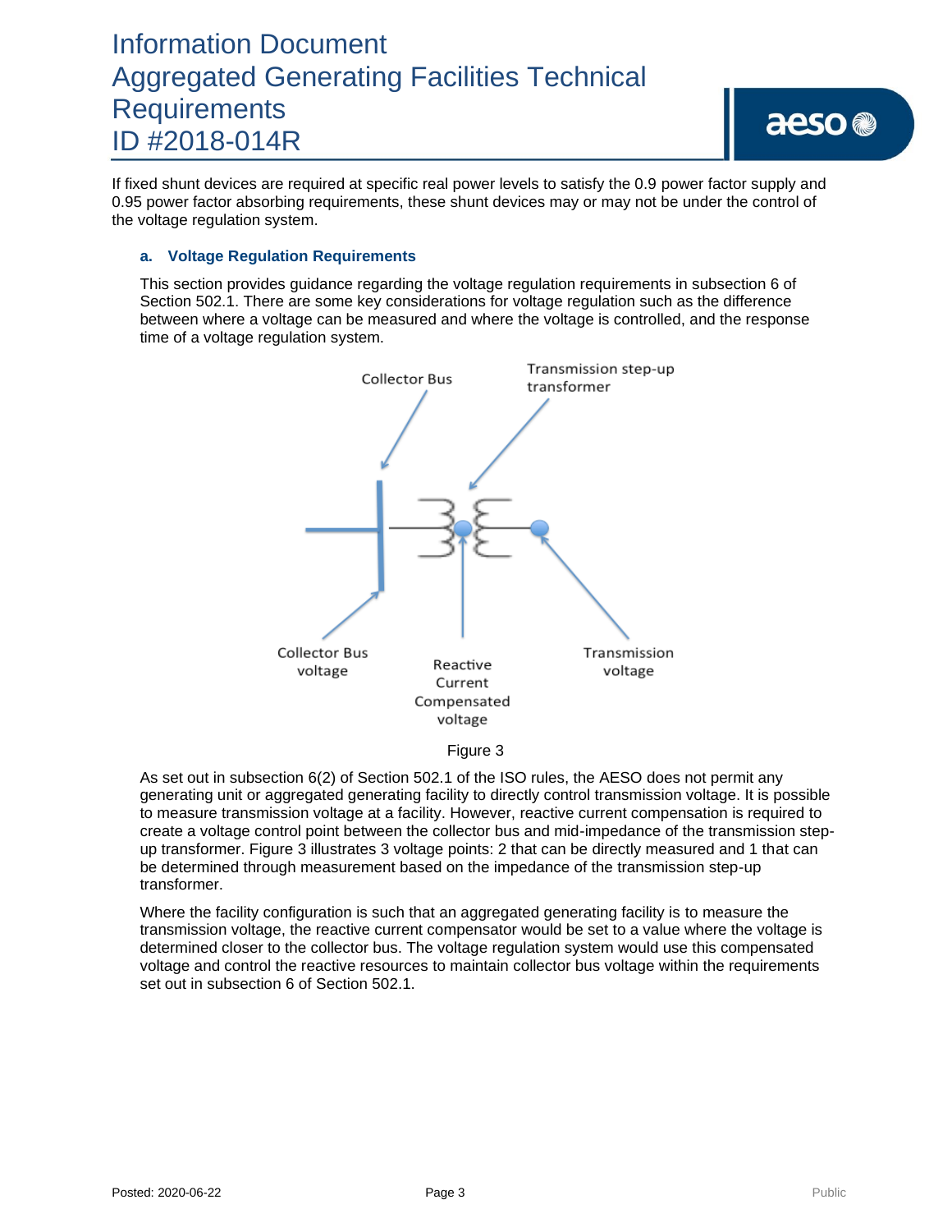If fixed shunt devices are required at specific real power levels to satisfy the 0.9 power factor supply and 0.95 power factor absorbing requirements, these shunt devices may or may not be under the control of the voltage regulation system.

### a. Voltage Regulation Requirements

This section provides guidance regarding the voltage regulation requirements in subsection 6 of Section 502.1. There are some key considerations for voltage regulation such as the difference between where a voltage can be measured and where the voltage is controlled, and the response time of a voltage regulation system.

Collector Bus

Transmission step-up transformer

Collector Bus voltage

Reactive Current Compensated voltage

Transmission voltage

Figure 3

As set out in subsection 6(2) of Section 502.1 of the ISO rules, the AESO does not permit any generating unit or aggregated generating facility to directly control transmission voltage. It is possible to measure transmission voltage at a facility. However, reactive current compensation is required to create a voltage control point between the collector bus and mid-impedance of the transmission step-up transformer. Figure 3 illustrates 3 voltage points: 2 that can be directly measured and 1 that can be determined through measurement based on the impedance of the transmission step-up transformer.

Where the facility configuration is such that an aggregated generating facility is to measure the transmission voltage, the reactive current compensator would be set to a value where the voltage is determined closer to the collector bus. The voltage regulation system would use this compensated voltage and control the reactive resources to maintain collector bus voltage within the requirements set out in subsection 6 of Section 502.1.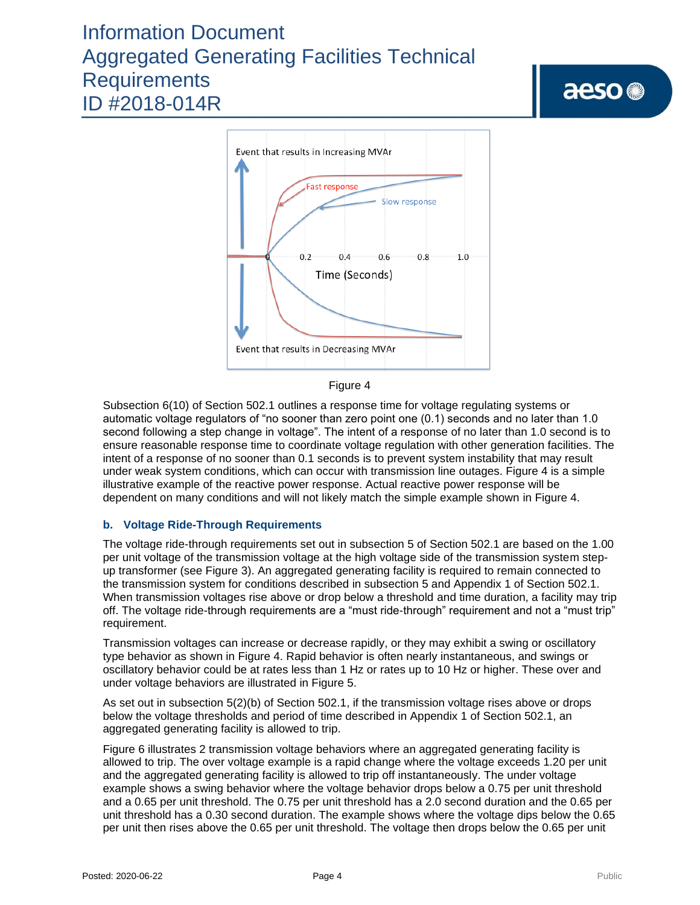Figure 4

Subsection 6(10) of Section 502.1 outlines a response time for voltage regulating systems or automatic voltage regulators of “no sooner than zero point one (0.1) seconds and no later than 1.0 second following a step change in voltage”. The intent of a response of no later than 1.0 second is to ensure reasonable response time to coordinate voltage regulation with other generation facilities. The intent of a response of no sooner than 0.1 seconds is to prevent system instability that may result under weak system conditions, which can occur with transmission line outages. Figure 4 is a simple illustrative example of the reactive power response. Actual reactive power response will be dependent on many conditions and will not likely match the simple example shown in Figure 4.

### b. Voltage Ride-Through Requirements

The voltage ride-through requirements set out in subsection 5 of Section 502.1 are based on the 1.00 per unit voltage of the transmission voltage at the high voltage side of the transmission system step-up transformer (see Figure 3). An aggregated generating facility is required to remain connected to the transmission system for conditions described in subsection 5 and Appendix 1 of Section 502.1. When transmission voltages rise above or drop below a threshold and time duration, a facility may trip off. The voltage ride-through requirements are a “must ride-through” requirement and not a “must trip” requirement.

Transmission voltages can increase or decrease rapidly, or they may exhibit a swing or oscillatory type behavior as shown in Figure 4. Rapid behavior is often nearly instantaneous, and swings or oscillatory behavior could be at rates less than 1 Hz or rates up to 10 Hz or higher. These over and under voltage behaviors are illustrated in Figure 5.

As set out in subsection 5(2)(b) of Section 502.1, if the transmission voltage rises above or drops below the voltage thresholds and period of time described in Appendix 1 of Section 502.1, an aggregated generating facility is allowed to trip.

Figure 6 illustrates 2 transmission voltage behaviors where an aggregated generating facility is allowed to trip. The over voltage example is a rapid change where the voltage exceeds 1.20 per unit and the aggregated generating facility is allowed to trip off instantaneously. The under voltage example shows a swing behavior where the voltage behavior drops below a 0.75 per unit threshold and a 0.65 per unit threshold. The 0.75 per unit threshold has a 2.0 second duration and the 0.65 per unit threshold has a 0.30 second duration. The example shows where the voltage dips below the 0.65 per unit then rises above the 0.65 per unit threshold. The voltage then drops below the 0.65 per unit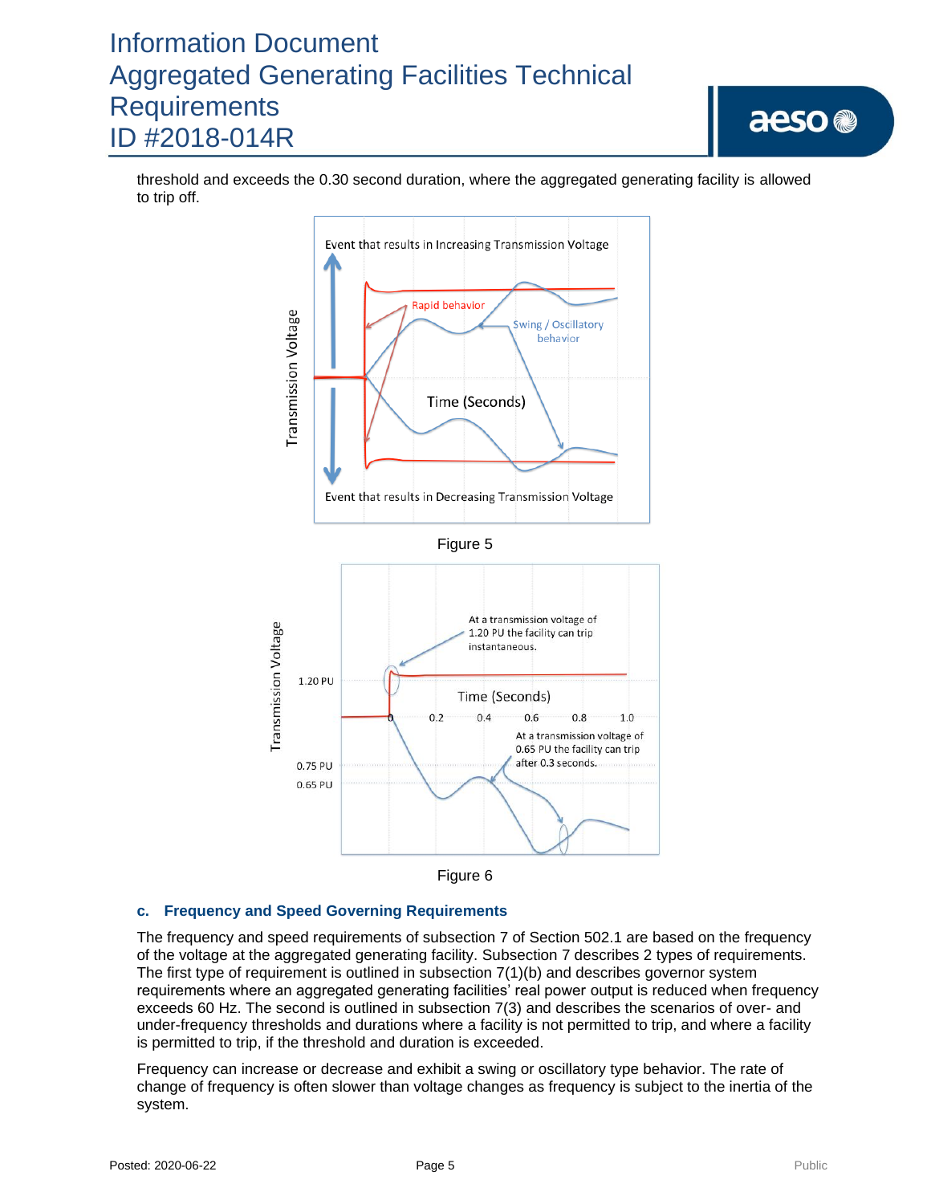threshold and exceeds the 0.30 second duration, where the aggregated generating facility is allowed to trip off.

Figure 5

Figure 6

### c. Frequency and Speed Governing Requirements

The frequency and speed requirements of subsection 7 of Section 502.1 are based on the frequency of the voltage at the aggregated generating facility. Subsection 7 describes 2 types of requirements. The first type of requirement is outlined in subsection 7(1)(b) and describes governor system requirements where an aggregated generating facilities' real power output is reduced when frequency exceeds 60 Hz. The second is outlined in subsection 7(3) and describes the scenarios of over- and under-frequency thresholds and durations where a facility is not permitted to trip, and where a facility is permitted to trip, if the threshold and duration is exceeded.

Frequency can increase or decrease and exhibit a swing or oscillatory type behavior. The rate of change of frequency is often slower than voltage changes as frequency is subject to the inertia of the system.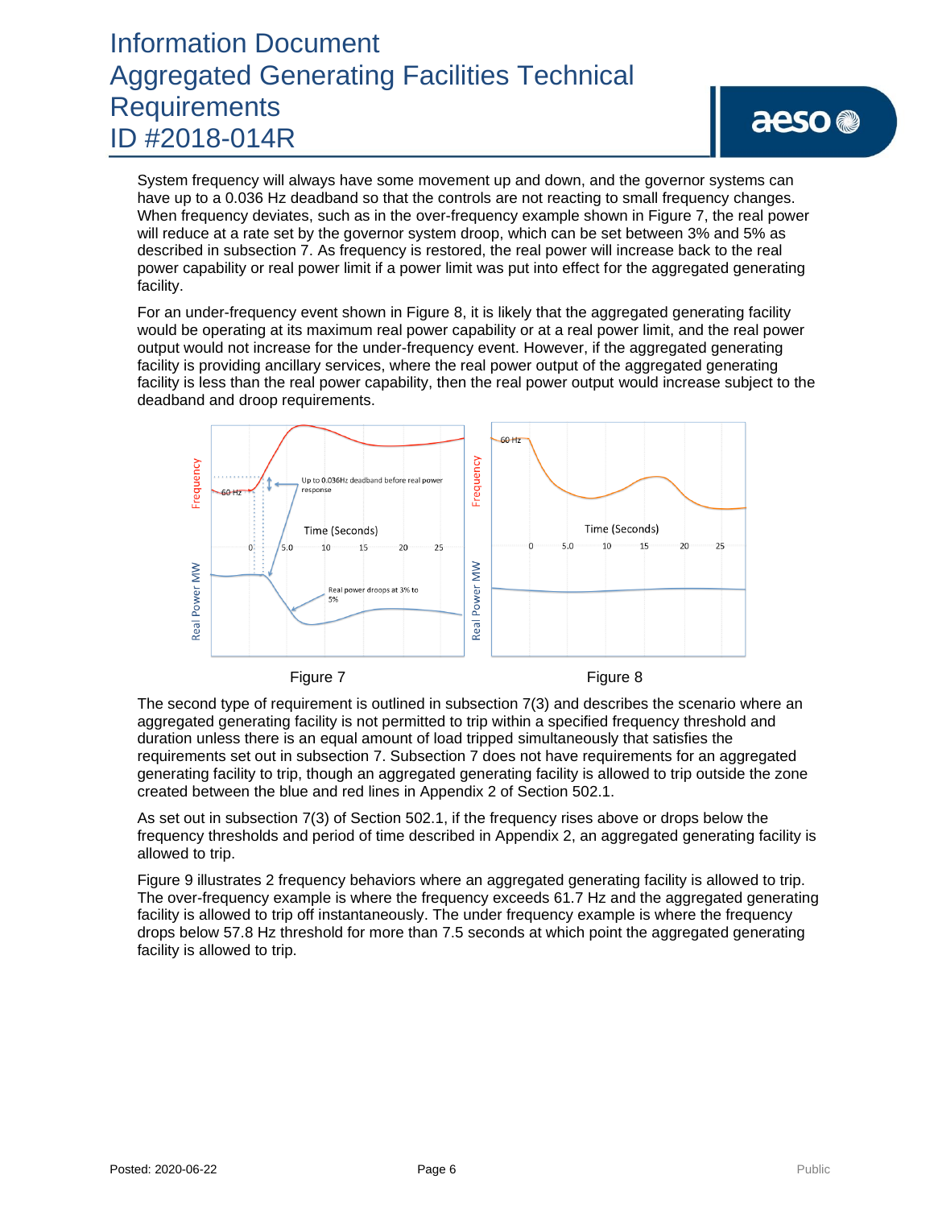System frequency will always have some movement up and down, and the governor systems can have up to a 0.036 Hz deadband so that the controls are not reacting to small frequency changes. When frequency deviates, such as in the over-frequency example shown in Figure 7, the real power will reduce at a rate set by the governor system droop, which can be set between 3% and 5% as described in subsection 7. As frequency is restored, the real power will increase back to the real power capability or real power limit if a power limit was put into effect for the aggregated generating facility.

For an under-frequency event shown in Figure 8, it is likely that the aggregated generating facility would be operating at its maximum real power capability or at a real power limit, and the real power output would not increase for the under-frequency event. However, if the aggregated generating facility is providing ancillary services, where the real power output of the aggregated generating facility is less than the real power capability, then the real power output would increase subject to the deadband and droop requirements.

Figure 7

Figure 8

The second type of requirement is outlined in subsection 7(3) and describes the scenario where an aggregated generating facility is not permitted to trip within a specified frequency threshold and duration unless there is an equal amount of load tripped simultaneously that satisfies the requirements set out in subsection 7. Subsection 7 does not have requirements for an aggregated generating facility to trip, though an aggregated generating facility is allowed to trip outside the zone created between the blue and red lines in Appendix 2 of Section 502.1.

As set out in subsection 7(3) of Section 502.1, if the frequency rises above or drops below the frequency thresholds and period of time described in Appendix 2, an aggregated generating facility is allowed to trip.

Figure 9 illustrates 2 frequency behaviors where an aggregated generating facility is allowed to trip. The over-frequency example is where the frequency exceeds 61.7 Hz and the aggregated generating facility is allowed to trip off instantaneously. The under frequency example is where the frequency drops below 57.8 Hz threshold for more than 7.5 seconds at which point the aggregated generating facility is allowed to trip.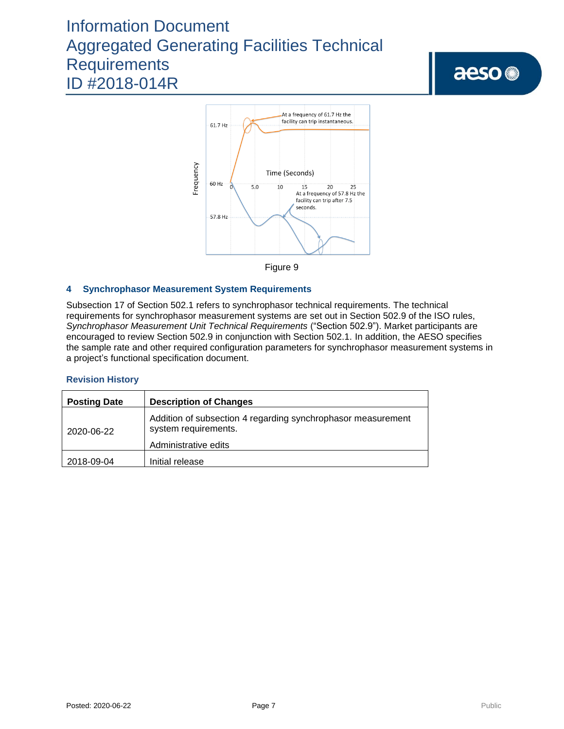At a frequency of 61.7 Hz the facility can trip instantaneous.

61.7 Hz

Frequency

Time (Seconds)

60 Hz

0

5.0

10

15

20

25

At a frequency of 57.8 Hz the facility can trip after 7.5 seconds.

57.8 Hz

Figure 9

## 4 Synchrophasor Measurement System Requirements

Subsection 17 of Section 502.1 refers to synchrophasor technical requirements. The technical requirements for synchrophasor measurement systems are set out in Section 502.9 of the ISO rules, *Synchrophasor Measurement Unit Technical Requirements* ("Section 502.9"). Market participants are encouraged to review Section 502.9 in conjunction with Section 502.1. In addition, the AESO specifies the sample rate and other required configuration parameters for synchrophasor measurement systems in a project's functional specification document.

### Revision History

| Posting Date | Description of Changes |
|---|---|
| 2020-06-22 | Addition of subsection 4 regarding synchrophasor measurement system requirements.<br>Administrative edits |
| 2018-09-04 | Initial release |